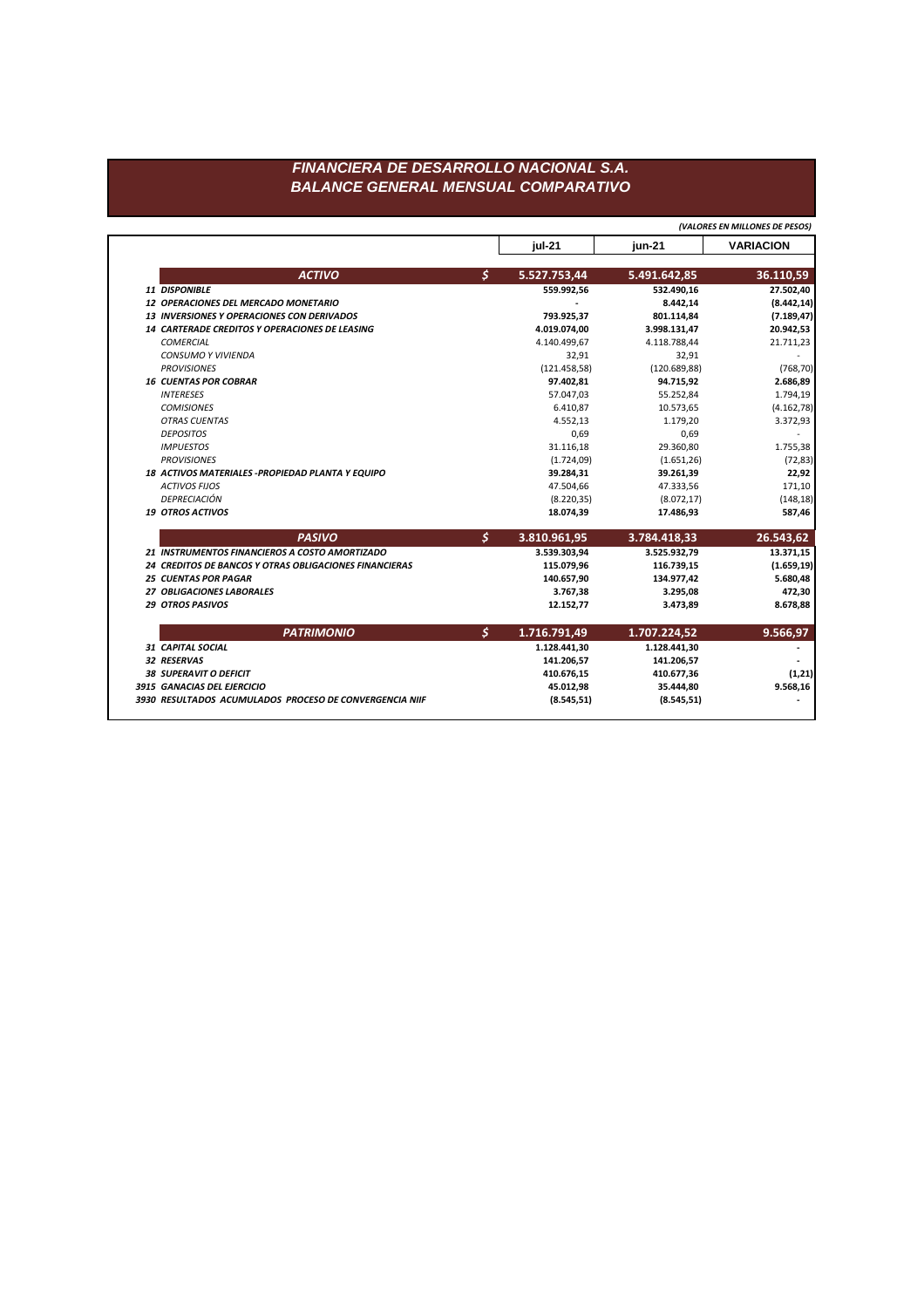# FINANCIERA DE DESARROLLO NACIONAL S.A.
## BALANCE GENERAL MENSUAL COMPARATIVO

*(VALORES EN MILLONES DE PESOS)*

| | | jul-21 | jun-21 | VARIACION |
|---|---|---|---|---|
| **ACTIVO** | **$** | **5.527.753,44** | **5.491.642,85** | **36.110,59** |
| **11 DISPONIBLE** | | **559.992,56** | **532.490,16** | **27.502,40** |
| **12 OPERACIONES DEL MERCADO MONETARIO** | | **-** | **8.442,14** | **(8.442,14)** |
| **13 INVERSIONES Y OPERACIONES CON DERIVADOS** | | **793.925,37** | **801.114,84** | **(7.189,47)** |
| **14 CARTERADE CREDITOS Y OPERACIONES DE LEASING** | | **4.019.074,00** | **3.998.131,47** | **20.942,53** |
| *COMERCIAL* | | 4.140.499,67 | 4.118.788,44 | 21.711,23 |
| *CONSUMO Y VIVIENDA* | | 32,91 | 32,91 | - |
| *PROVISIONES* | | (121.458,58) | (120.689,88) | (768,70) |
| **16 CUENTAS POR COBRAR** | | **97.402,81** | **94.715,92** | **2.686,89** |
| *INTERESES* | | 57.047,03 | 55.252,84 | 1.794,19 |
| *COMISIONES* | | 6.410,87 | 10.573,65 | (4.162,78) |
| *OTRAS CUENTAS* | | 4.552,13 | 1.179,20 | 3.372,93 |
| *DEPOSITOS* | | 0,69 | 0,69 | - |
| *IMPUESTOS* | | 31.116,18 | 29.360,80 | 1.755,38 |
| *PROVISIONES* | | (1.724,09) | (1.651,26) | (72,83) |
| **18 ACTIVOS MATERIALES -PROPIEDAD PLANTA Y EQUIPO** | | **39.284,31** | **39.261,39** | **22,92** |
| *ACTIVOS FIJOS* | | 47.504,66 | 47.333,56 | 171,10 |
| *DEPRECIACIÓN* | | (8.220,35) | (8.072,17) | (148,18) |
| **19 OTROS ACTIVOS** | | **18.074,39** | **17.486,93** | **587,46** |
| **PASIVO** | **$** | **3.810.961,95** | **3.784.418,33** | **26.543,62** |
| **21 INSTRUMENTOS FINANCIEROS A COSTO AMORTIZADO** | | **3.539.303,94** | **3.525.932,79** | **13.371,15** |
| **24 CREDITOS DE BANCOS Y OTRAS OBLIGACIONES FINANCIERAS** | | **115.079,96** | **116.739,15** | **(1.659,19)** |
| **25 CUENTAS POR PAGAR** | | **140.657,90** | **134.977,42** | **5.680,48** |
| **27 OBLIGACIONES LABORALES** | | **3.767,38** | **3.295,08** | **472,30** |
| **29 OTROS PASIVOS** | | **12.152,77** | **3.473,89** | **8.678,88** |
| **PATRIMONIO** | **$** | **1.716.791,49** | **1.707.224,52** | **9.566,97** |
| **31 CAPITAL SOCIAL** | | **1.128.441,30** | **1.128.441,30** | **-** |
| **32 RESERVAS** | | **141.206,57** | **141.206,57** | **-** |
| **38 SUPERAVIT O DEFICIT** | | **410.676,15** | **410.677,36** | **(1,21)** |
| **3915 GANACIAS DEL EJERCICIO** | | **45.012,98** | **35.444,80** | **9.568,16** |
| **3930 RESULTADOS ACUMULADOS PROCESO DE CONVERGENCIA NIIF** | | **(8.545,51)** | **(8.545,51)** | **-** |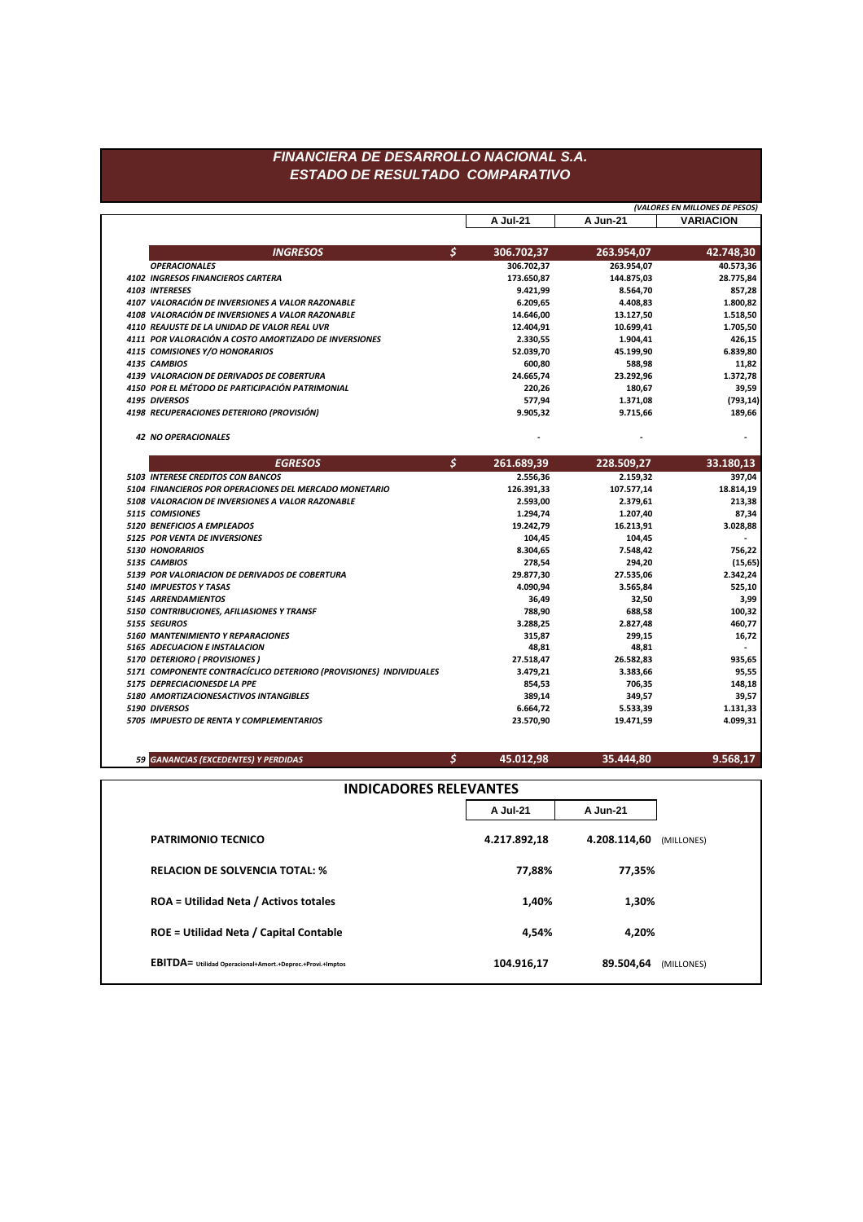# FINANCIERA DE DESARROLLO NACIONAL S.A.
## ESTADO DE RESULTADO COMPARATIVO

*(VALORES EN MILLONES DE PESOS)*

| | | A Jul-21 | A Jun-21 | VARIACION |
|---|---|---|---|---|
| **INGRESOS** | $ | **306.702,37** | **263.954,07** | **42.748,30** |
| **OPERACIONALES** | | 306.702,37 | 263.954,07 | 40.573,36 |
| 4102 INGRESOS FINANCIEROS CARTERA | | 173.650,87 | 144.875,03 | 28.775,84 |
| 4103 INTERESES | | 9.421,99 | 8.564,70 | 857,28 |
| 4107 VALORACIÓN DE INVERSIONES A VALOR RAZONABLE | | 6.209,65 | 4.408,83 | 1.800,82 |
| 4108 VALORACIÓN DE INVERSIONES A VALOR RAZONABLE | | 14.646,00 | 13.127,50 | 1.518,50 |
| 4110 REAJUSTE DE LA UNIDAD DE VALOR REAL UVR | | 12.404,91 | 10.699,41 | 1.705,50 |
| 4111 POR VALORACIÓN A COSTO AMORTIZADO DE INVERSIONES | | 2.330,55 | 1.904,41 | 426,15 |
| 4115 COMISIONES Y/O HONORARIOS | | 52.039,70 | 45.199,90 | 6.839,80 |
| 4135 CAMBIOS | | 600,80 | 588,98 | 11,82 |
| 4139 VALORACION DE DERIVADOS DE COBERTURA | | 24.665,74 | 23.292,96 | 1.372,78 |
| 4150 POR EL MÉTODO DE PARTICIPACIÓN PATRIMONIAL | | 220,26 | 180,67 | 39,59 |
| 4195 DIVERSOS | | 577,94 | 1.371,08 | (793,14) |
| 4198 RECUPERACIONES DETERIORO (PROVISIÓN) | | 9.905,32 | 9.715,66 | 189,66 |
| 42 NO OPERACIONALES | | - | - | - |
| **EGRESOS** | $ | **261.689,39** | **228.509,27** | **33.180,13** |
| 5103 INTERESE CREDITOS CON BANCOS | | 2.556,36 | 2.159,32 | 397,04 |
| 5104 FINANCIEROS POR OPERACIONES DEL MERCADO MONETARIO | | 126.391,33 | 107.577,14 | 18.814,19 |
| 5108 VALORACION DE INVERSIONES A VALOR RAZONABLE | | 2.593,00 | 2.379,61 | 213,38 |
| 5115 COMISIONES | | 1.294,74 | 1.207,40 | 87,34 |
| 5120 BENEFICIOS A EMPLEADOS | | 19.242,79 | 16.213,91 | 3.028,88 |
| 5125 POR VENTA DE INVERSIONES | | 104,45 | 104,45 | - |
| 5130 HONORARIOS | | 8.304,65 | 7.548,42 | 756,22 |
| 5135 CAMBIOS | | 278,54 | 294,20 | (15,65) |
| 5139 POR VALORIACION DE DERIVADOS DE COBERTURA | | 29.877,30 | 27.535,06 | 2.342,24 |
| 5140 IMPUESTOS Y TASAS | | 4.090,94 | 3.565,84 | 525,10 |
| 5145 ARRENDAMIENTOS | | 36,49 | 32,50 | 3,99 |
| 5150 CONTRIBUCIONES, AFILIASIONES Y TRANSF | | 788,90 | 688,58 | 100,32 |
| 5155 SEGUROS | | 3.288,25 | 2.827,48 | 460,77 |
| 5160 MANTENIMIENTO Y REPARACIONES | | 315,87 | 299,15 | 16,72 |
| 5165 ADECUACION E INSTALACION | | 48,81 | 48,81 | - |
| 5170 DETERIORO ( PROVISIONES ) | | 27.518,47 | 26.582,83 | 935,65 |
| 5171 COMPONENTE CONTRACÍCLICO DETERIORO (PROVISIONES) INDIVIDUALES | | 3.479,21 | 3.383,66 | 95,55 |
| 5175 DEPRECIACIONESDE LA PPE | | 854,53 | 706,35 | 148,18 |
| 5180 AMORTIZACIONESACTIVOS INTANGIBLES | | 389,14 | 349,57 | 39,57 |
| 5190 DIVERSOS | | 6.664,72 | 5.533,39 | 1.131,33 |
| 5705 IMPUESTO DE RENTA Y COMPLEMENTARIOS | | 23.570,90 | 19.471,59 | 4.099,31 |
| **59 GANANCIAS (EXCEDENTES) Y PERDIDAS** | $ | **45.012,98** | **35.444,80** | **9.568,17** |

## INDICADORES RELEVANTES

| | A Jul-21 | A Jun-21 | |
|---|---|---|---|
| **PATRIMONIO TECNICO** | **4.217.892,18** | **4.208.114,60** | (MILLONES) |
| **RELACION DE SOLVENCIA TOTAL: %** | **77,88%** | **77,35%** | |
| **ROA = Utilidad Neta / Activos totales** | **1,40%** | **1,30%** | |
| **ROE = Utilidad Neta / Capital Contable** | **4,54%** | **4,20%** | |
| **EBITDA=** Utilidad Operacional+Amort.+Deprec.+Provi.+Imptos | **104.916,17** | **89.504,64** | (MILLONES) |